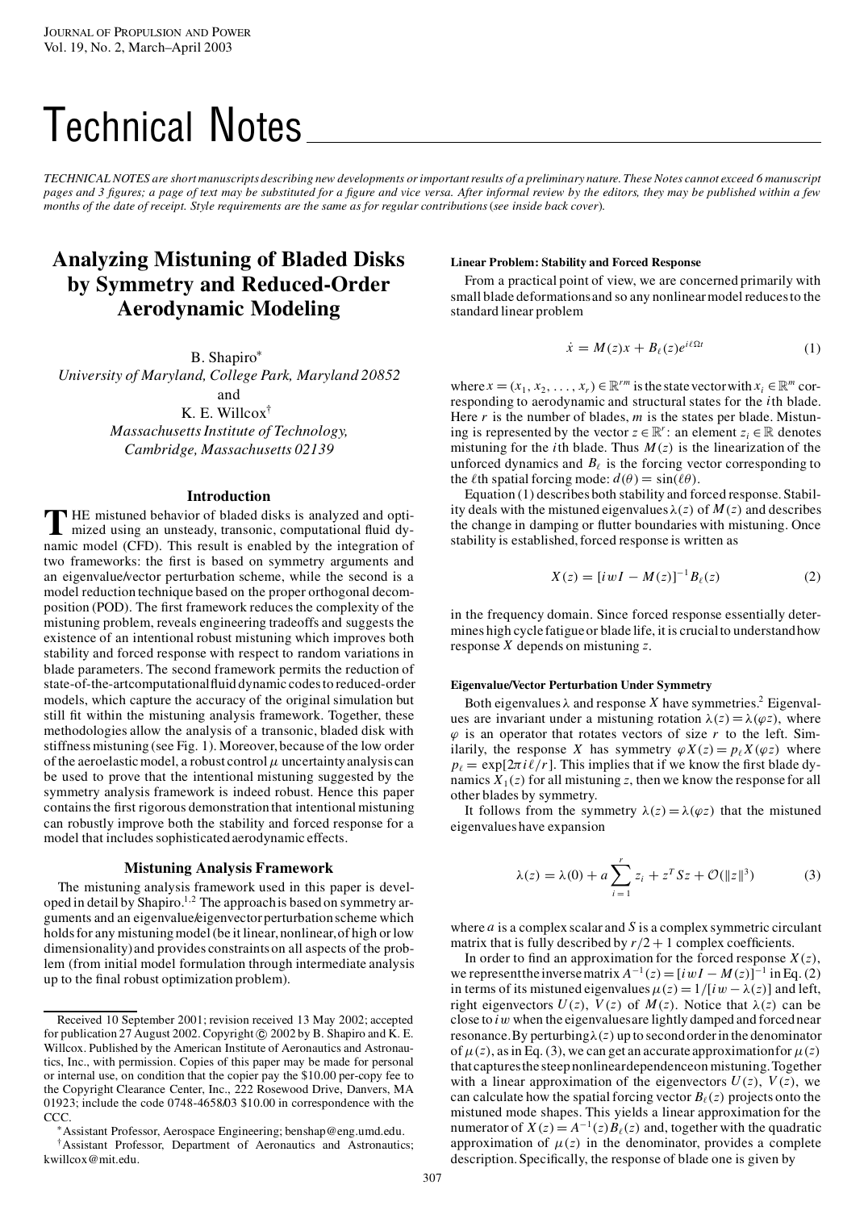# Technical Notes

*TECHNICAL NOTES are short manuscripts describing new developments or important results of a preliminary nature. These Notes cannot exceed 6 manuscript pages and 3 figures; a page of text may be substituted for a figure and vice versa. After informal review by the editors, they may be published within a few months of the date of receipt. Style requirements are the same as for regular contributions (see inside back cover).*

## Analyzing Mistuning of Bladed Disks by Symmetry and Reduced-Order Aerodynamic Modeling

B. Shapiro*
*University of Maryland, College Park, Maryland 20852*
and
K. E. Willcox†
*Massachusetts Institute of Technology, Cambridge, Massachusetts 02139*

### Introduction

THE mistuned behavior of bladed disks is analyzed and optimized using an unsteady, transonic, computational fluid dynamic model (CFD). This result is enabled by the integration of two frameworks: the first is based on symmetry arguments and an eigenvalue/vector perturbation scheme, while the second is a model reduction technique based on the proper orthogonal decomposition (POD). The first framework reduces the complexity of the mistuning problem, reveals engineering tradeoffs and suggests the existence of an intentional robust mistuning which improves both stability and forced response with respect to random variations in blade parameters. The second framework permits the reduction of state-of-the-artcomputationalfluid dynamic codes to reduced-order models, which capture the accuracy of the original simulation but still fit within the mistuning analysis framework. Together, these methodologies allow the analysis of a transonic, bladed disk with stiffness mistuning (see Fig. 1). Moreover, because of the low order of the aeroelastic model, a robust control $\mu$ uncertainty analysis can be used to prove that the intentional mistuning suggested by the symmetry analysis framework is indeed robust. Hence this paper contains the first rigorous demonstration that intentional mistuning can robustly improve both the stability and forced response for a model that includes sophisticated aerodynamic effects.

### Mistuning Analysis Framework

The mistuning analysis framework used in this paper is developed in detail by Shapiro.[1,2] The approach is based on symmetry arguments and an eigenvalue/eigenvector perturbation scheme which holds for any mistuning model (be it linear, nonlinear, of high or low dimensionality) and provides constraints on all aspects of the problem (from initial model formulation through intermediate analysis up to the final robust optimization problem).

Received 10 September 2001; revision received 13 May 2002; accepted for publication 27 August 2002. Copyright © 2002 by B. Shapiro and K. E. Willcox. Published by the American Institute of Aeronautics and Astronautics, Inc., with permission. Copies of this paper may be made for personal or internal use, on condition that the copier pay the $10.00 per-copy fee to the Copyright Clearance Center, Inc., 222 Rosewood Drive, Danvers, MA 01923; include the code 0748-4658/03 $10.00 in correspondence with the CCC.

*Assistant Professor, Aerospace Engineering; benshap@eng.umd.edu.

†Assistant Professor, Department of Aeronautics and Astronautics; kwillcox@mit.edu.

#### Linear Problem: Stability and Forced Response

From a practical point of view, we are concerned primarily with small blade deformations and so any nonlinear model reduces to the standard linear problem

$$\dot{x} = M(z)x + B_\ell(z)e^{i\ell\Omega t} \tag{1}$$

where $x = (x_1, x_2, \ldots, x_r) \in \mathbb{R}^{rm}$ is the state vector with $x_i \in \mathbb{R}^m$ corresponding to aerodynamic and structural states for the $i$th blade. Here $r$ is the number of blades, $m$ is the states per blade. Mistuning is represented by the vector $z \in \mathbb{R}^r$: an element $z_i \in \mathbb{R}$ denotes mistuning for the $i$th blade. Thus $M(z)$ is the linearization of the unforced dynamics and $B_\ell$ is the forcing vector corresponding to the $\ell$th spatial forcing mode: $d(\theta) = \sin(\ell\theta)$.

Equation (1) describes both stability and forced response. Stability deals with the mistuned eigenvalues $\lambda(z)$ of $M(z)$ and describes the change in damping or flutter boundaries with mistuning. Once stability is established, forced response is written as

$$X(z) = [iwI - M(z)]^{-1} B_\ell(z) \tag{2}$$

in the frequency domain. Since forced response essentially determines high cycle fatigue or blade life, it is crucial to understand how response $X$ depends on mistuning $z$.

#### Eigenvalue/Vector Perturbation Under Symmetry

Both eigenvalues $\lambda$ and response $X$ have symmetries.[2] Eigenvalues are invariant under a mistuning rotation $\lambda(z) = \lambda(\varphi z)$, where $\varphi$ is an operator that rotates vectors of size $r$ to the left. Similarly, the response $X$ has symmetry $\varphi X(z) = p_\ell X(\varphi z)$ where $p_\ell = \exp[2\pi i\ell/r]$. This implies that if we know the first blade dynamics $X_1(z)$ for all mistuning $z$, then we know the response for all other blades by symmetry.

It follows from the symmetry $\lambda(z) = \lambda(\varphi z)$ that the mistuned eigenvalues have expansion

$$\lambda(z) = \lambda(0) + a\sum_{i=1}^{r} z_i + z^T S z + \mathcal{O}(\|z\|^3) \tag{3}$$

where $a$ is a complex scalar and $S$ is a complex symmetric circulant matrix that is fully described by $r/2 + 1$ complex coefficients.

In order to find an approximation for the forced response $X(z)$, we represent the inverse matrix $A^{-1}(z) = [iwI - M(z)]^{-1}$ in Eq. (2) in terms of its mistuned eigenvalues $\mu(z) = 1/[iw - \lambda(z)]$ and left, right eigenvectors $U(z)$, $V(z)$ of $M(z)$. Notice that $\lambda(z)$ can be close to $iw$ when the eigenvalues are lightly damped and forced near resonance. By perturbing $\lambda(z)$ up to second order in the denominator of $\mu(z)$, as in Eq. (3), we can get an accurate approximation for $\mu(z)$ that captures the steep nonlinear dependence on mistuning. Together with a linear approximation of the eigenvectors $U(z)$, $V(z)$, we can calculate how the spatial forcing vector $B_\ell(z)$ projects onto the mistuned mode shapes. This yields a linear approximation for the numerator of $X(z) = A^{-1}(z)B_\ell(z)$ and, together with the quadratic approximation of $\mu(z)$ in the denominator, provides a complete description. Specifically, the response of blade one is given by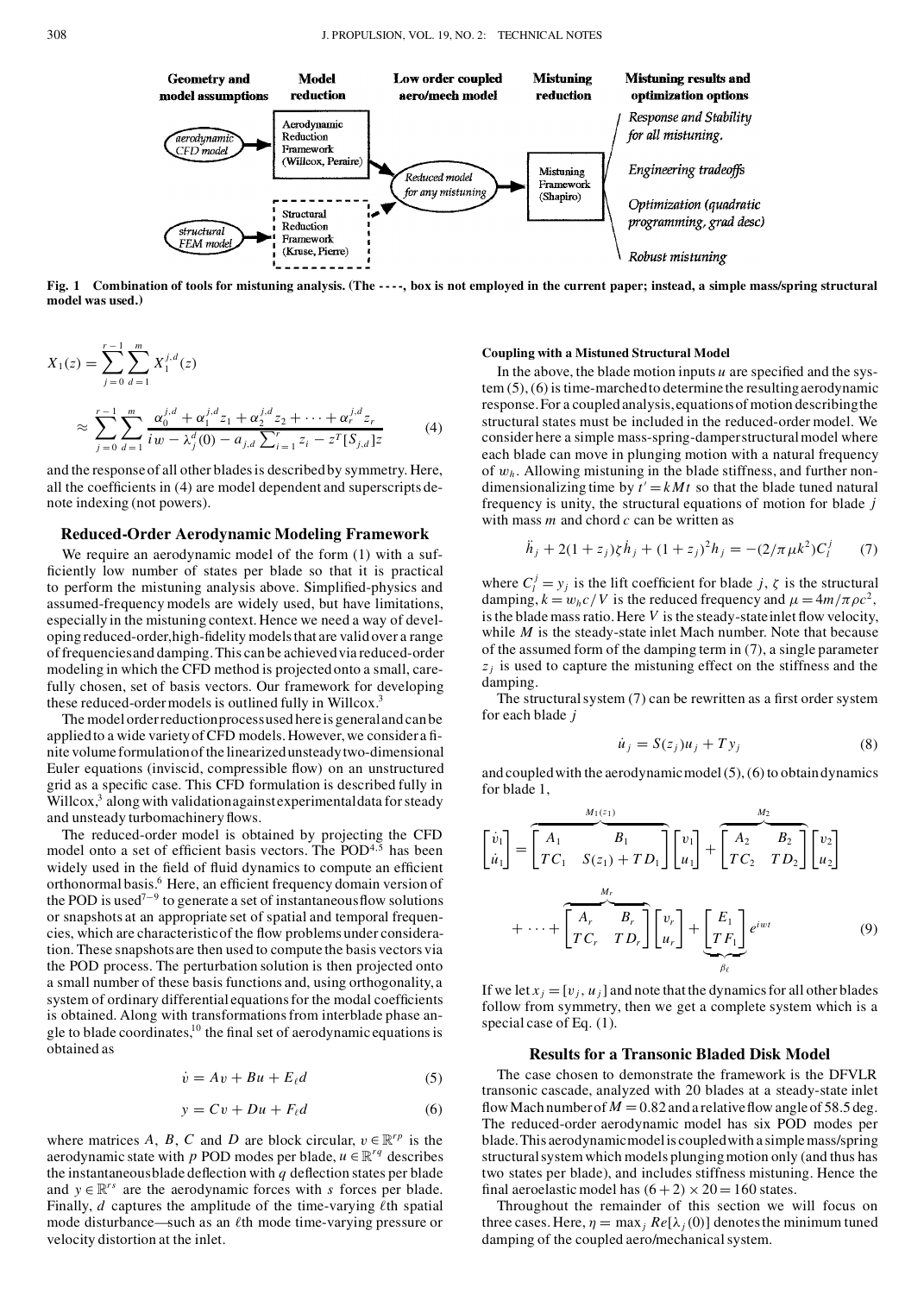Fig. 1 Combination of tools for mistuning analysis. (The - - - -, box is not employed in the current paper; instead, a simple mass/spring structural model was used.)

$$X_1(z) = \sum_{j=0}^{r-1}\sum_{d=1}^{m} X_1^{j,d}(z)$$

$$\approx \sum_{j=0}^{r-1}\sum_{d=1}^{m} \frac{\alpha_0^{j,d} + \alpha_1^{j,d} z_1 + \alpha_2^{j,d} z_2 + \cdots + \alpha_r^{j,d} z_r}{iw - \lambda_j^d(0) - a_{j,d}\sum_{i=1}^{r} z_i - z^T[S_{j,d}]z} \tag{4}$$

and the response of all other blades is described by symmetry. Here, all the coefficients in (4) are model dependent and superscripts denote indexing (not powers).

## Reduced-Order Aerodynamic Modeling Framework

We require an aerodynamic model of the form (1) with a sufficiently low number of states per blade so that it is practical to perform the mistuning analysis above. Simplified-physics and assumed-frequency models are widely used, but have limitations, especially in the mistuning context. Hence we need a way of developing reduced-order, high-fidelity models that are valid over a range of frequencies and damping. This can be achieved via reduced-order modeling in which the CFD method is projected onto a small, carefully chosen, set of basis vectors. Our framework for developing these reduced-order models is outlined fully in Willcox.[3]

The model order reduction process used here is general and can be applied to a wide variety of CFD models. However, we consider a finite volume formulation of the linearized unsteady two-dimensional Euler equations (inviscid, compressible flow) on an unstructured grid as a specific case. This CFD formulation is described fully in Willcox,[3] along with validation against experimental data for steady and unsteady turbomachinery flows.

The reduced-order model is obtained by projecting the CFD model onto a set of efficient basis vectors. The POD[4,5] has been widely used in the field of fluid dynamics to compute an efficient orthonormal basis.[6] Here, an efficient frequency domain version of the POD is used[7–9] to generate a set of instantaneous flow solutions or snapshots at an appropriate set of spatial and temporal frequencies, which are characteristic of the flow problems under consideration. These snapshots are then used to compute the basis vectors via the POD process. The perturbation solution is then projected onto a small number of these basis functions and, using orthogonality, a system of ordinary differential equations for the modal coefficients is obtained. Along with transformations from interblade phase angle to blade coordinates,[10] the final set of aerodynamic equations is obtained as

$$\dot{v} = Av + Bu + E_\ell d \tag{5}$$

$$y = Cv + Du + F_\ell d \tag{6}$$

where matrices $A$, $B$, $C$ and $D$ are block circular, $v \in \mathbb{R}^{rp}$ is the aerodynamic state with $p$ POD modes per blade, $u \in \mathbb{R}^{rq}$ describes the instantaneous blade deflection with $q$ deflection states per blade and $y \in \mathbb{R}^{rs}$ are the aerodynamic forces with $s$ forces per blade. Finally, $d$ captures the amplitude of the time-varying $\ell$th spatial mode disturbance—such as an $\ell$th mode time-varying pressure or velocity distortion at the inlet.

### Coupling with a Mistuned Structural Model

In the above, the blade motion inputs $u$ are specified and the system (5), (6) is time-marched to determine the resulting aerodynamic response. For a coupled analysis, equations of motion describing the structural states must be included in the reduced-order model. We consider here a simple mass-spring-damper structural model where each blade can move in plunging motion with a natural frequency of $w_h$. Allowing mistuning in the blade stiffness, and further nondimensionalizing time by $t' = kMt$ so that the blade tuned natural frequency is unity, the structural equations of motion for blade $j$ with mass $m$ and chord $c$ can be written as

$$\ddot{h}_j + 2(1+z_j)\zeta\dot{h}_j + (1+z_j)^2 h_j = -(2/\pi\mu k^2)C_l^j \tag{7}$$

where $C_l^j = y_j$ is the lift coefficient for blade $j$, $\zeta$ is the structural damping, $k = w_h c/V$ is the reduced frequency and $\mu = 4m/\pi\rho c^2$, is the blade mass ratio. Here $V$ is the steady-state inlet flow velocity, while $M$ is the steady-state inlet Mach number. Note that because of the assumed form of the damping term in (7), a single parameter $z_j$ is used to capture the mistuning effect on the stiffness and the damping.

The structural system (7) can be rewritten as a first order system for each blade $j$

$$\dot{u}_j = S(z_j)u_j + Ty_j \tag{8}$$

and coupled with the aerodynamic model (5), (6) to obtain dynamics for blade 1,

$$\begin{bmatrix}\dot{v}_1\\ \dot{u}_1\end{bmatrix} = \overbrace{\begin{bmatrix}A_1 & B_1\\ TC_1 & S(z_1)+TD_1\end{bmatrix}}^{M_1(z_1)}\begin{bmatrix}v_1\\ u_1\end{bmatrix} + \overbrace{\begin{bmatrix}A_2 & B_2\\ TC_2 & TD_2\end{bmatrix}}^{M_2}\begin{bmatrix}v_2\\ u_2\end{bmatrix}$$

$$+ \cdots + \overbrace{\begin{bmatrix}A_r & B_r\\ TC_r & TD_r\end{bmatrix}}^{M_r}\begin{bmatrix}v_r\\ u_r\end{bmatrix} + \underbrace{\begin{bmatrix}E_1\\ TF_1\end{bmatrix}}_{\beta_\ell}e^{iwt} \tag{9}$$

If we let $x_j = [v_j, u_j]$ and note that the dynamics for all other blades follow from symmetry, then we get a complete system which is a special case of Eq. (1).

## Results for a Transonic Bladed Disk Model

The case chosen to demonstrate the framework is the DFVLR transonic cascade, analyzed with 20 blades at a steady-state inlet flow Mach number of $M = 0.82$ and a relative flow angle of 58.5 deg. The reduced-order aerodynamic model has six POD modes per blade. This aerodynamic model is coupled with a simple mass/spring structural system which models plunging motion only (and thus has two states per blade), and includes stiffness mistuning. Hence the final aeroelastic model has $(6+2) \times 20 = 160$ states.

Throughout the remainder of this section we will focus on three cases. Here, $\eta = \max_j Re[\lambda_j(0)]$ denotes the minimum tuned damping of the coupled aero/mechanical system.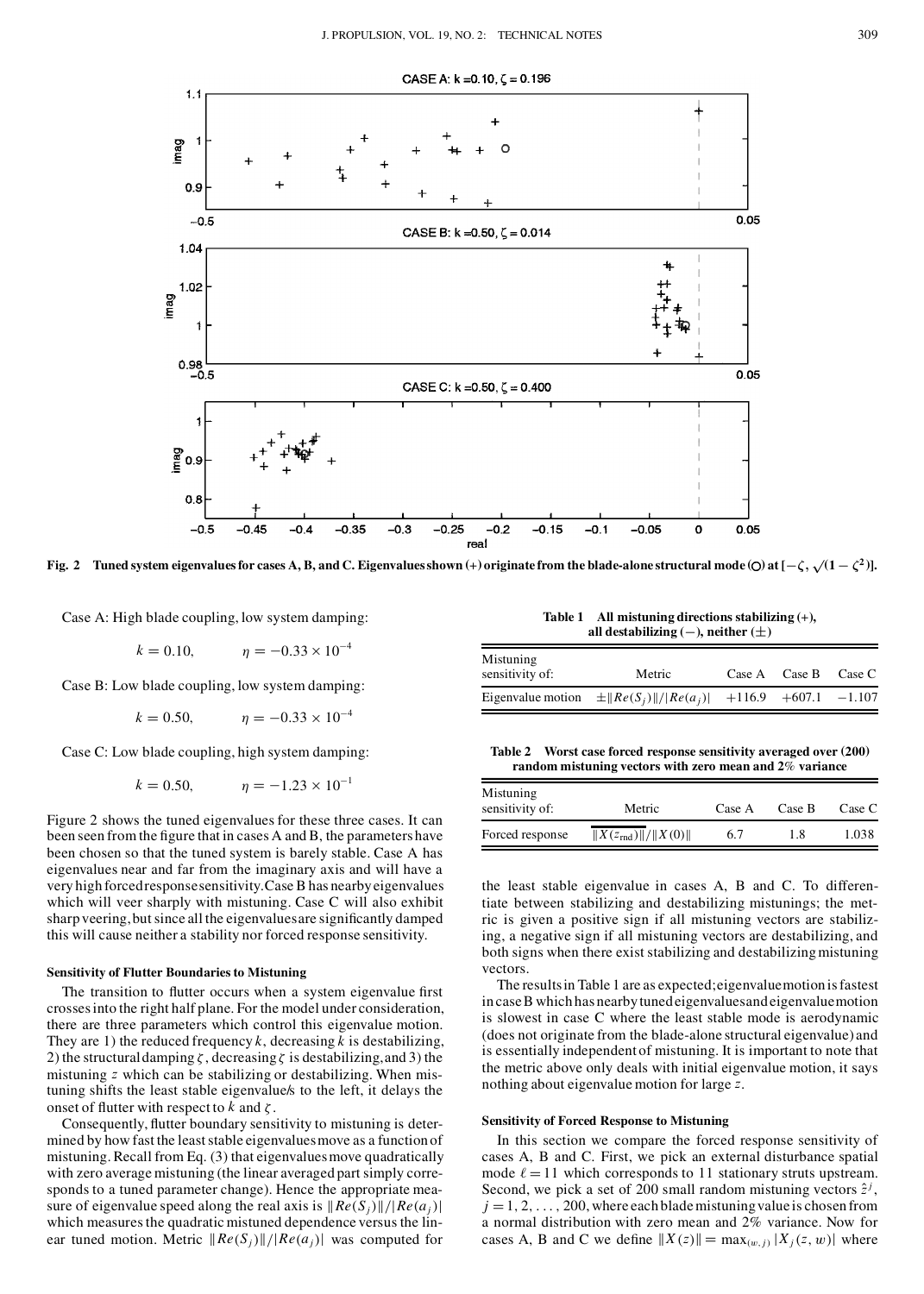Fig. 2 Tuned system eigenvalues for cases A, B, and C. Eigenvalues shown (+) originate from the blade-alone structural mode (○) at $[-\zeta, \sqrt{(1-\zeta^2)}]$.

Case A: High blade coupling, low system damping:

$$k = 0.10, \qquad \eta = -0.33 \times 10^{-4}$$

Case B: Low blade coupling, low system damping:

$$k = 0.50, \qquad \eta = -0.33 \times 10^{-4}$$

Case C: Low blade coupling, high system damping:

$$k = 0.50, \qquad \eta = -1.23 \times 10^{-1}$$

Figure 2 shows the tuned eigenvalues for these three cases. It can been seen from the figure that in cases A and B, the parameters have been chosen so that the tuned system is barely stable. Case A has eigenvalues near and far from the imaginary axis and will have a very high forced response sensitivity. Case B has nearby eigenvalues which will veer sharply with mistuning. Case C will also exhibit sharp veering, but since all the eigenvalues are significantly damped this will cause neither a stability nor forced response sensitivity.

### Sensitivity of Flutter Boundaries to Mistuning

The transition to flutter occurs when a system eigenvalue first crosses into the right half plane. For the model under consideration, there are three parameters which control this eigenvalue motion. They are 1) the reduced frequency $k$, decreasing $k$ is destabilizing, 2) the structural damping $\zeta$, decreasing $\zeta$ is destabilizing, and 3) the mistuning $z$ which can be stabilizing or destabilizing. When mistuning shifts the least stable eigenvalue/s to the left, it delays the onset of flutter with respect to $k$ and $\zeta$.

Consequently, flutter boundary sensitivity to mistuning is determined by how fast the least stable eigenvalues move as a function of mistuning. Recall from Eq. (3) that eigenvalues move quadratically with zero average mistuning (the linear averaged part simply corresponds to a tuned parameter change). Hence the appropriate measure of eigenvalue speed along the real axis is $\|Re(S_j)\|/|Re(a_j)|$ which measures the quadratic mistuned dependence versus the linear tuned motion. Metric $\|Re(S_j)\|/|Re(a_j)|$ was computed for the least stable eigenvalue in cases A, B and C. To differentiate between stabilizing and destabilizing mistunings; the metric is given a positive sign if all mistuning vectors are stabilizing, a negative sign if all mistuning vectors are destabilizing, and both signs when there exist stabilizing and destabilizing mistuning vectors.

**Table 1 All mistuning directions stabilizing (+), all destabilizing (−), neither (±)**

| Mistuning sensitivity of: | Metric | Case A | Case B | Case C |
|---|---|---|---|---|
| Eigenvalue motion | $\pm\|Re(S_j)\|/\|Re(a_j)\|$ | +116.9 | +607.1 | −1.107 |

**Table 2 Worst case forced response sensitivity averaged over (200) random mistuning vectors with zero mean and 2% variance**

| Mistuning sensitivity of: | Metric | Case A | Case B | Case C |
|---|---|---|---|---|
| Forced response | $\overline{\|X(z_{\text{rnd}})\|}/\|X(0)\|$ | 6.7 | 1.8 | 1.038 |

The results in Table 1 are as expected; eigenvalue motion is fastest in case B which has nearby tuned eigenvalues and eigenvalue motion is slowest in case C where the least stable mode is aerodynamic (does not originate from the blade-alone structural eigenvalue) and is essentially independent of mistuning. It is important to note that the metric above only deals with initial eigenvalue motion, it says nothing about eigenvalue motion for large $z$.

### Sensitivity of Forced Response to Mistuning

In this section we compare the forced response sensitivity of cases A, B and C. First, we pick an external disturbance spatial mode $\ell = 11$ which corresponds to 11 stationary struts upstream. Second, we pick a set of 200 small random mistuning vectors $\hat{z}^j$, $j = 1, 2, \ldots, 200$, where each blade mistuning value is chosen from a normal distribution with zero mean and 2% variance. Now for cases A, B and C we define $\|X(z)\| = \max_{(w,j)} |X_j(z, w)|$ where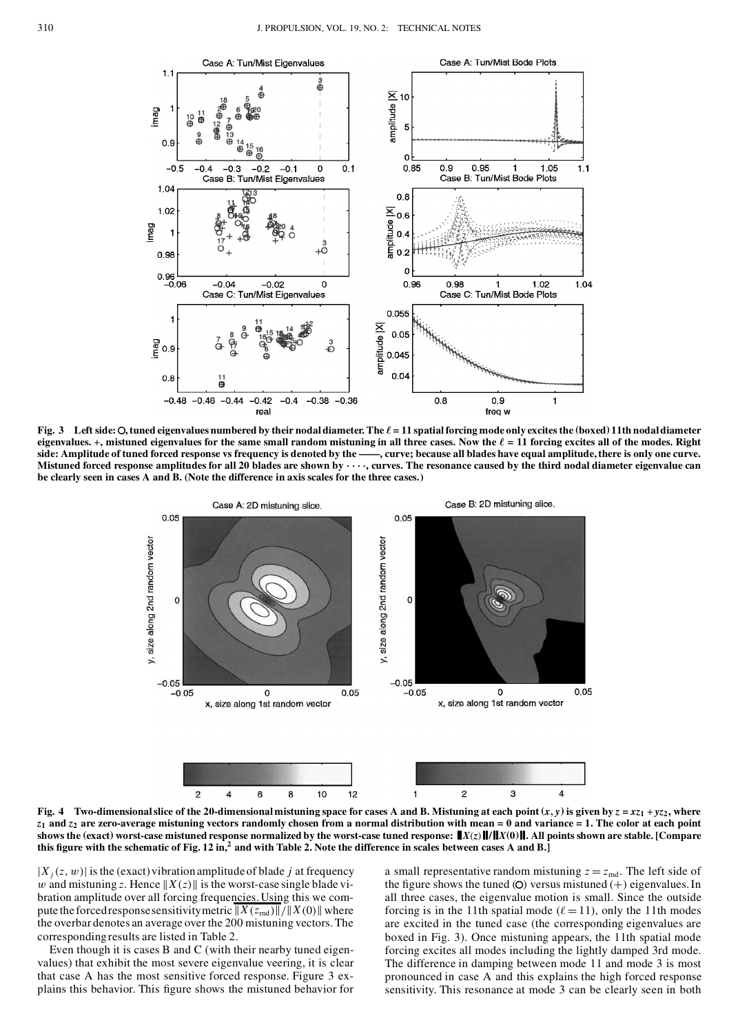**Fig. 3 Left side: O, tuned eigenvalues numbered by their nodal diameter. The $\ell = 11$ spatial forcing mode only excites the (boxed) 11th nodal diameter eigenvalues. +, mistuned eigenvalues for the same small random mistuning in all three cases. Now the $\ell = 11$ forcing excites all of the modes. Right side: Amplitude of tuned forced response vs frequency is denoted by the ——, curve; because all blades have equal amplitude, there is only one curve. Mistuned forced response amplitudes for all 20 blades are shown by · · · ·, curves. The resonance caused by the third nodal diameter eigenvalue can be clearly seen in cases A and B. (Note the difference in axis scales for the three cases.)**

**Fig. 4 Two-dimensional slice of the 20-dimensional mistuning space for cases A and B. Mistuning at each point $(x, y)$ is given by $z = xz_1 + yz_2$, where $z_1$ and $z_2$ are zero-average mistuning vectors randomly chosen from a normal distribution with mean = 0 and variance = 1. The color at each point shows the (exact) worst-case mistuned response normalized by the worst-case tuned response: $\|X(z)\|/\|X(0)\|$. All points shown are stable. [Compare this figure with the schematic of Fig. 12 in,[2] and with Table 2. Note the difference in scales between cases A and B.]**

$|X_j(z, w)|$ is the (exact) vibration amplitude of blade $j$ at frequency $w$ and mistuning $z$. Hence $\|X(z)\|$ is the worst-case single blade vibration amplitude over all forcing frequencies. Using this we compute the forced response sensitivity metric $\overline{\|X(z_{\text{rnd}})\|}/\|X(0)\|$ where the overbar denotes an average over the 200 mistuning vectors. The corresponding results are listed in Table 2.

Even though it is cases B and C (with their nearby tuned eigenvalues) that exhibit the most severe eigenvalue veering, it is clear that case A has the most sensitive forced response. Figure 3 explains this behavior. This figure shows the mistuned behavior for a small representative random mistuning $z = z_{\text{rnd}}$. The left side of the figure shows the tuned (O) versus mistuned (+) eigenvalues. In all three cases, the eigenvalue motion is small. Since the outside forcing is in the 11th spatial mode ($\ell = 11$), only the 11th modes are excited in the tuned case (the corresponding eigenvalues are boxed in Fig. 3). Once mistuning appears, the 11th spatial mode forcing excites all modes including the lightly damped 3rd mode. The difference in damping between mode 11 and mode 3 is most pronounced in case A and this explains the high forced response sensitivity. This resonance at mode 3 can be clearly seen in both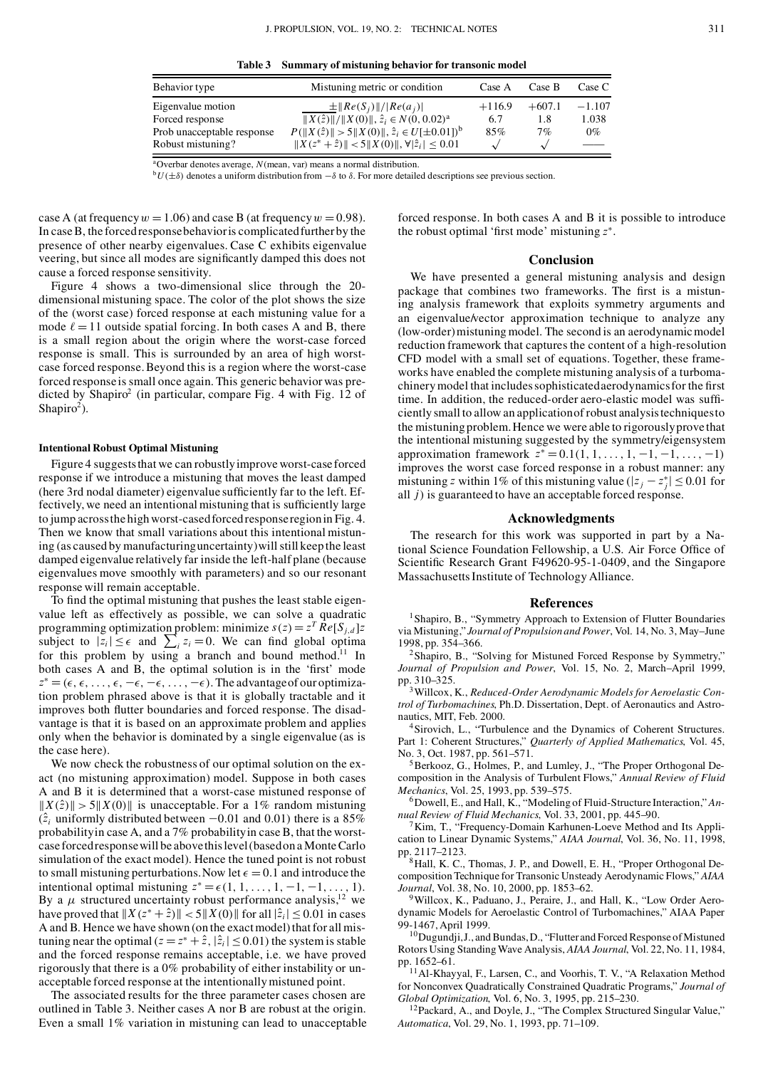**Table 3 Summary of mistuning behavior for transonic model**

| Behavior type | Mistuning metric or condition | Case A | Case B | Case C |
|---|---|---|---|---|
| Eigenvalue motion | $\pm\overline{\|Re(S_j)\|}/\|Re(a_j)\|$ | +116.9 | +607.1 | −1.107 |
| Forced response | $\overline{\|X(\hat{z})\|}/\|X(0)\|$, $\hat{z}_i \in N(0, 0.02)^a$ | 6.7 | 1.8 | 1.038 |
| Prob unacceptable response | $P(\|X(\hat{z})\| > 5\|X(0)\|, \hat{z}_i \in U[\pm 0.01])^b$ | 85% | 7% | 0% |
| Robust mistuning? | $\|X(z^* + \hat{z})\| < 5\|X(0)\|, \forall \|\hat{z}_i\| \leq 0.01$ | √ | √ | —— |

[a]Overbar denotes average, $N$(mean, var) means a normal distribution.

[b]$U(\pm\delta)$ denotes a uniform distribution from $-\delta$ to $\delta$. For more detailed descriptions see previous section.

case A (at frequency $w = 1.06$) and case B (at frequency $w = 0.98$). In case B, the forced response behavior is complicated further by the presence of other nearby eigenvalues. Case C exhibits eigenvalue veering, but since all modes are significantly damped this does not cause a forced response sensitivity.

Figure 4 shows a two-dimensional slice through the 20-dimensional mistuning space. The color of the plot shows the size of the (worst case) forced response at each mistuning value for a mode $\ell = 11$ outside spatial forcing. In both cases A and B, there is a small region about the origin where the worst-case forced response is small. This is surrounded by an area of high worst-case forced response. Beyond this is a region where the worst-case forced response is small once again. This generic behavior was predicted by Shapiro[2] (in particular, compare Fig. 4 with Fig. 12 of Shapiro[2]).

#### Intentional Robust Optimal Mistuning

Figure 4 suggests that we can robustly improve worst-case forced response if we introduce a mistuning that moves the least damped (here 3rd nodal diameter) eigenvalue sufficiently far to the left. Effectively, we need an intentional mistuning that is sufficiently large to jump across the high worst-cased forced response region in Fig. 4. Then we know that small variations about this intentional mistuning (as caused by manufacturing uncertainty) will still keep the least damped eigenvalue relatively far inside the left-half plane (because eigenvalues move smoothly with parameters) and so our resonant response will remain acceptable.

To find the optimal mistuning that pushes the least stable eigenvalue left as effectively as possible, we can solve a quadratic programming optimization problem: minimize $s(z) = z^T Re[S_{j,d}]z$ subject to $|z_i| \leq \epsilon$ and $\sum_i z_i = 0$. We can find global optima for this problem by using a branch and bound method.[11] In both cases A and B, the optimal solution is in the 'first' mode $z^* = (\epsilon, \epsilon, \ldots, \epsilon, -\epsilon, -\epsilon, \ldots, -\epsilon)$. The advantage of our optimization problem phrased above is that it is globally tractable and it improves both flutter boundaries and forced response. The disadvantage is that it is based on an approximate problem and applies only when the behavior is dominated by a single eigenvalue (as is the case here).

We now check the robustness of our optimal solution on the exact (no mistuning approximation) model. Suppose in both cases A and B it is determined that a worst-case mistuned response of $\|X(\hat{z})\| > 5\|X(0)\|$ is unacceptable. For a 1% random mistuning ($\hat{z}_i$ uniformly distributed between −0.01 and 0.01) there is a 85% probability in case A, and a 7% probability in case B, that the worst-case forced response will be above this level (based on a Monte Carlo simulation of the exact model). Hence the tuned point is not robust to small mistuning perturbations. Now let $\epsilon = 0.1$ and introduce the intentional optimal mistuning $z^* = \epsilon(1, 1, \ldots, 1, -1, -1, \ldots, 1)$. By a $\mu$ structured uncertainty robust performance analysis,[12] we have proved that $\|X(z^* + \hat{z})\| < 5\|X(0)\|$ for all $|\hat{z}_i| \leq 0.01$ in cases A and B. Hence we have shown (on the exact model) that for all mistuning near the optimal ($z = z^* + \hat{z}$, $|\hat{z}_i| \leq 0.01$) the system is stable and the forced response remains acceptable, i.e. we have proved rigorously that there is a 0% probability of either instability or unacceptable forced response at the intentionally mistuned point.

The associated results for the three parameter cases chosen are outlined in Table 3. Neither cases A nor B are robust at the origin. Even a small 1% variation in mistuning can lead to unacceptable forced response. In both cases A and B it is possible to introduce the robust optimal 'first mode' mistuning $z^*$.

## Conclusion

We have presented a general mistuning analysis and design package that combines two frameworks. The first is a mistuning analysis framework that exploits symmetry arguments and an eigenvalue/vector approximation technique to analyze any (low-order) mistuning model. The second is an aerodynamic model reduction framework that captures the content of a high-resolution CFD model with a small set of equations. Together, these frameworks have enabled the complete mistuning analysis of a turbomachinery model that includes sophisticated aerodynamics for the first time. In addition, the reduced-order aero-elastic model was sufficiently small to allow an application of robust analysis techniques to the mistuning problem. Hence we were able to rigorously prove that the intentional mistuning suggested by the symmetry/eigensystem approximation framework $z^* = 0.1(1, 1, \ldots, 1, -1, -1, \ldots, -1)$ improves the worst case forced response in a robust manner: any mistuning $z$ within 1% of this mistuning value ($|z_j - z_j^*| \leq 0.01$ for all $j$) is guaranteed to have an acceptable forced response.

## Acknowledgments

The research for this work was supported in part by a National Science Foundation Fellowship, a U.S. Air Force Office of Scientific Research Grant F49620-95-1-0409, and the Singapore Massachusetts Institute of Technology Alliance.

## References

[1]Shapiro, B., "Symmetry Approach to Extension of Flutter Boundaries via Mistuning," *Journal of Propulsion and Power*, Vol. 14, No. 3, May–June 1998, pp. 354–366.

[2]Shapiro, B., "Solving for Mistuned Forced Response by Symmetry," *Journal of Propulsion and Power*, Vol. 15, No. 2, March–April 1999, pp. 310–325.

[3]Willcox, K., *Reduced-Order Aerodynamic Models for Aeroelastic Control of Turbomachines*, Ph.D. Dissertation, Dept. of Aeronautics and Astronautics, MIT, Feb. 2000.

[4]Sirovich, L., "Turbulence and the Dynamics of Coherent Structures. Part 1: Coherent Structures," *Quarterly of Applied Mathematics*, Vol. 45, No. 3, Oct. 1987, pp. 561–571.

[5]Berkooz, G., Holmes, P., and Lumley, J., "The Proper Orthogonal Decomposition in the Analysis of Turbulent Flows," *Annual Review of Fluid Mechanics*, Vol. 25, 1993, pp. 539–575.

[6]Dowell, E., and Hall, K., "Modeling of Fluid-Structure Interaction," *Annual Review of Fluid Mechanics*, Vol. 33, 2001, pp. 445–90.

[7]Kim, T., "Frequency-Domain Karhunen-Loeve Method and Its Application to Linear Dynamic Systems," *AIAA Journal*, Vol. 36, No. 11, 1998, pp. 2117–2123.

[8]Hall, K. C., Thomas, J. P., and Dowell, E. H., "Proper Orthogonal Decomposition Technique for Transonic Unsteady Aerodynamic Flows," *AIAA Journal*, Vol. 38, No. 10, 2000, pp. 1853–62.

[9]Willcox, K., Paduano, J., Peraire, J., and Hall, K., "Low Order Aerodynamic Models for Aeroelastic Control of Turbomachines," AIAA Paper 99-1467, April 1999.

[10]Dugundji, J., and Bundas, D., "Flutter and Forced Response of Mistuned Rotors Using Standing Wave Analysis, *AIAA Journal*, Vol. 22, No. 11, 1984, pp. 1652–61.

[11]Al-Khayyal, F., Larsen, C., and Voorhis, T. V., "A Relaxation Method for Nonconvex Quadratically Constrained Quadratic Programs," *Journal of Global Optimization*, Vol. 6, No. 3, 1995, pp. 215–230.

[12]Packard, A., and Doyle, J., "The Complex Structured Singular Value," *Automatica*, Vol. 29, No. 1, 1993, pp. 71–109.